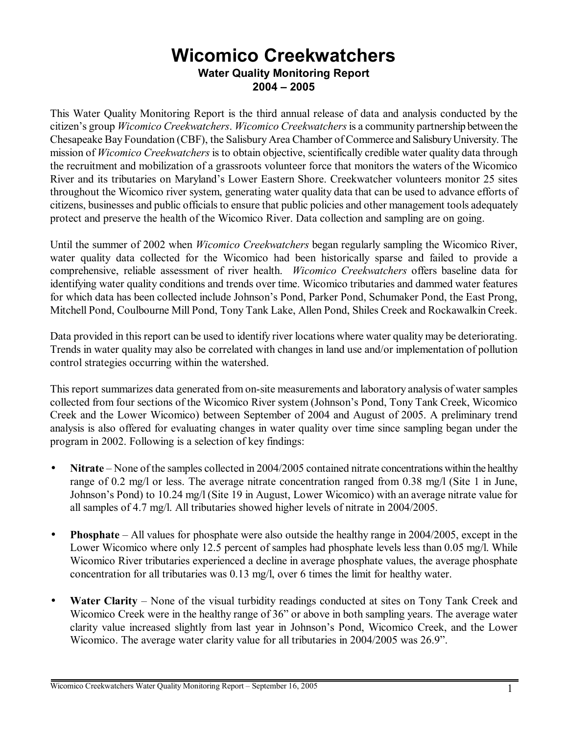# Wicomico Creekwatchers

### Water Quality Monitoring Report
### 2004 – 2005

This Water Quality Monitoring Report is the third annual release of data and analysis conducted by the citizen's group *Wicomico Creekwatchers*. *Wicomico Creekwatchers* is a community partnership between the Chesapeake Bay Foundation (CBF), the Salisbury Area Chamber of Commerce and Salisbury University. The mission of *Wicomico Creekwatchers* is to obtain objective, scientifically credible water quality data through the recruitment and mobilization of a grassroots volunteer force that monitors the waters of the Wicomico River and its tributaries on Maryland's Lower Eastern Shore. Creekwatcher volunteers monitor 25 sites throughout the Wicomico river system, generating water quality data that can be used to advance efforts of citizens, businesses and public officials to ensure that public policies and other management tools adequately protect and preserve the health of the Wicomico River. Data collection and sampling are on going.

Until the summer of 2002 when *Wicomico Creekwatchers* began regularly sampling the Wicomico River, water quality data collected for the Wicomico had been historically sparse and failed to provide a comprehensive, reliable assessment of river health. *Wicomico Creekwatchers* offers baseline data for identifying water quality conditions and trends over time. Wicomico tributaries and dammed water features for which data has been collected include Johnson's Pond, Parker Pond, Schumaker Pond, the East Prong, Mitchell Pond, Coulbourne Mill Pond, Tony Tank Lake, Allen Pond, Shiles Creek and Rockawalkin Creek.

Data provided in this report can be used to identify river locations where water quality may be deteriorating. Trends in water quality may also be correlated with changes in land use and/or implementation of pollution control strategies occurring within the watershed.

This report summarizes data generated from on-site measurements and laboratory analysis of water samples collected from four sections of the Wicomico River system (Johnson's Pond, Tony Tank Creek, Wicomico Creek and the Lower Wicomico) between September of 2004 and August of 2005. A preliminary trend analysis is also offered for evaluating changes in water quality over time since sampling began under the program in 2002. Following is a selection of key findings:

- **Nitrate** – None of the samples collected in 2004/2005 contained nitrate concentrations within the healthy range of 0.2 mg/l or less. The average nitrate concentration ranged from 0.38 mg/l (Site 1 in June, Johnson's Pond) to 10.24 mg/l (Site 19 in August, Lower Wicomico) with an average nitrate value for all samples of 4.7 mg/l. All tributaries showed higher levels of nitrate in 2004/2005.

- **Phosphate** – All values for phosphate were also outside the healthy range in 2004/2005, except in the Lower Wicomico where only 12.5 percent of samples had phosphate levels less than 0.05 mg/l. While Wicomico River tributaries experienced a decline in average phosphate values, the average phosphate concentration for all tributaries was 0.13 mg/l, over 6 times the limit for healthy water.

- **Water Clarity** – None of the visual turbidity readings conducted at sites on Tony Tank Creek and Wicomico Creek were in the healthy range of 36" or above in both sampling years. The average water clarity value increased slightly from last year in Johnson's Pond, Wicomico Creek, and the Lower Wicomico. The average water clarity value for all tributaries in 2004/2005 was 26.9".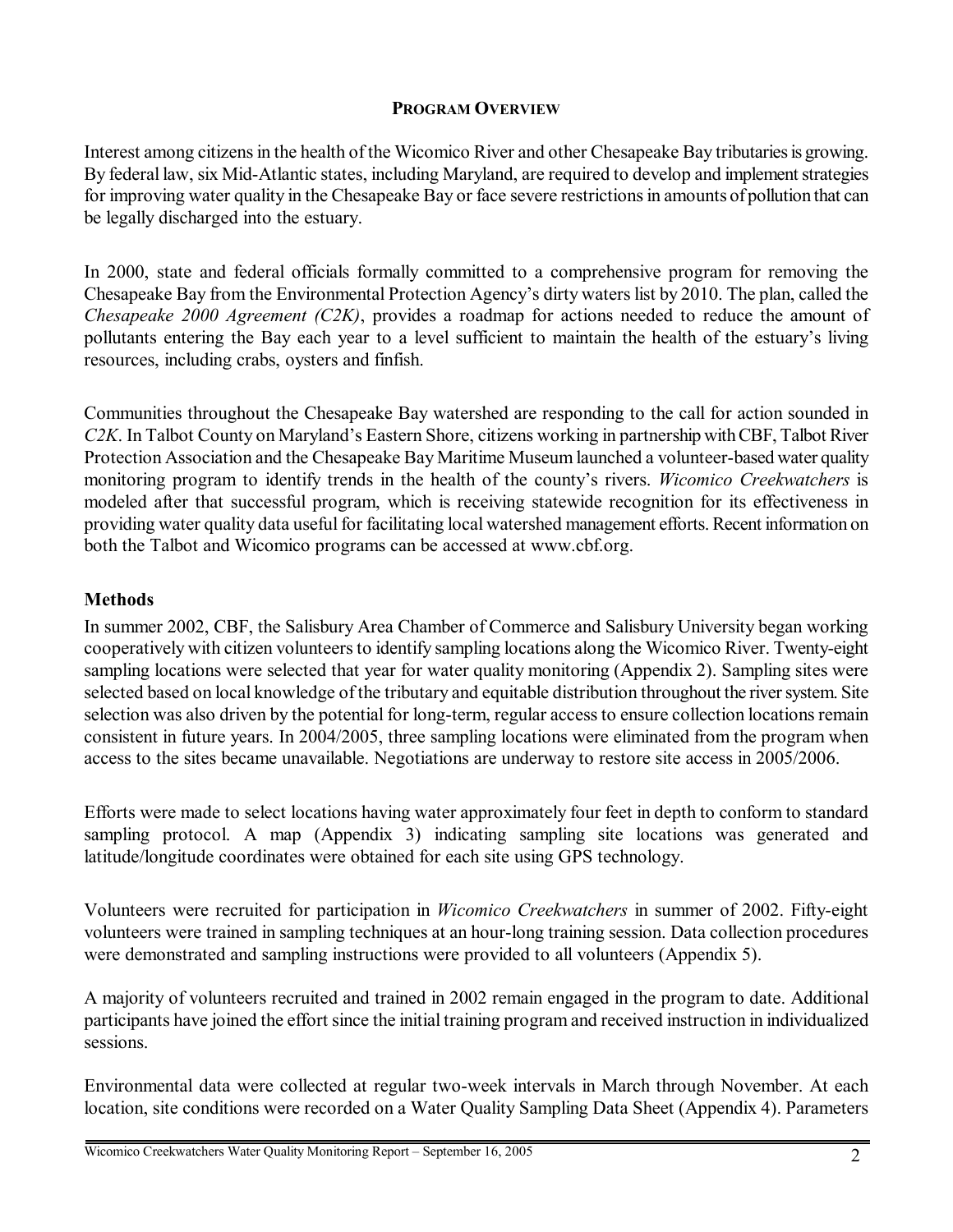## Program Overview

Interest among citizens in the health of the Wicomico River and other Chesapeake Bay tributaries is growing. By federal law, six Mid-Atlantic states, including Maryland, are required to develop and implement strategies for improving water quality in the Chesapeake Bay or face severe restrictions in amounts of pollution that can be legally discharged into the estuary.

In 2000, state and federal officials formally committed to a comprehensive program for removing the Chesapeake Bay from the Environmental Protection Agency's dirty waters list by 2010. The plan, called the *Chesapeake 2000 Agreement (C2K)*, provides a roadmap for actions needed to reduce the amount of pollutants entering the Bay each year to a level sufficient to maintain the health of the estuary's living resources, including crabs, oysters and finfish.

Communities throughout the Chesapeake Bay watershed are responding to the call for action sounded in *C2K*. In Talbot County on Maryland's Eastern Shore, citizens working in partnership with CBF, Talbot River Protection Association and the Chesapeake Bay Maritime Museum launched a volunteer-based water quality monitoring program to identify trends in the health of the county's rivers. *Wicomico Creekwatchers* is modeled after that successful program, which is receiving statewide recognition for its effectiveness in providing water quality data useful for facilitating local watershed management efforts. Recent information on both the Talbot and Wicomico programs can be accessed at www.cbf.org.

### Methods

In summer 2002, CBF, the Salisbury Area Chamber of Commerce and Salisbury University began working cooperatively with citizen volunteers to identify sampling locations along the Wicomico River. Twenty-eight sampling locations were selected that year for water quality monitoring (Appendix 2). Sampling sites were selected based on local knowledge of the tributary and equitable distribution throughout the river system. Site selection was also driven by the potential for long-term, regular access to ensure collection locations remain consistent in future years. In 2004/2005, three sampling locations were eliminated from the program when access to the sites became unavailable. Negotiations are underway to restore site access in 2005/2006.

Efforts were made to select locations having water approximately four feet in depth to conform to standard sampling protocol. A map (Appendix 3) indicating sampling site locations was generated and latitude/longitude coordinates were obtained for each site using GPS technology.

Volunteers were recruited for participation in *Wicomico Creekwatchers* in summer of 2002. Fifty-eight volunteers were trained in sampling techniques at an hour-long training session. Data collection procedures were demonstrated and sampling instructions were provided to all volunteers (Appendix 5).

A majority of volunteers recruited and trained in 2002 remain engaged in the program to date. Additional participants have joined the effort since the initial training program and received instruction in individualized sessions.

Environmental data were collected at regular two-week intervals in March through November. At each location, site conditions were recorded on a Water Quality Sampling Data Sheet (Appendix 4). Parameters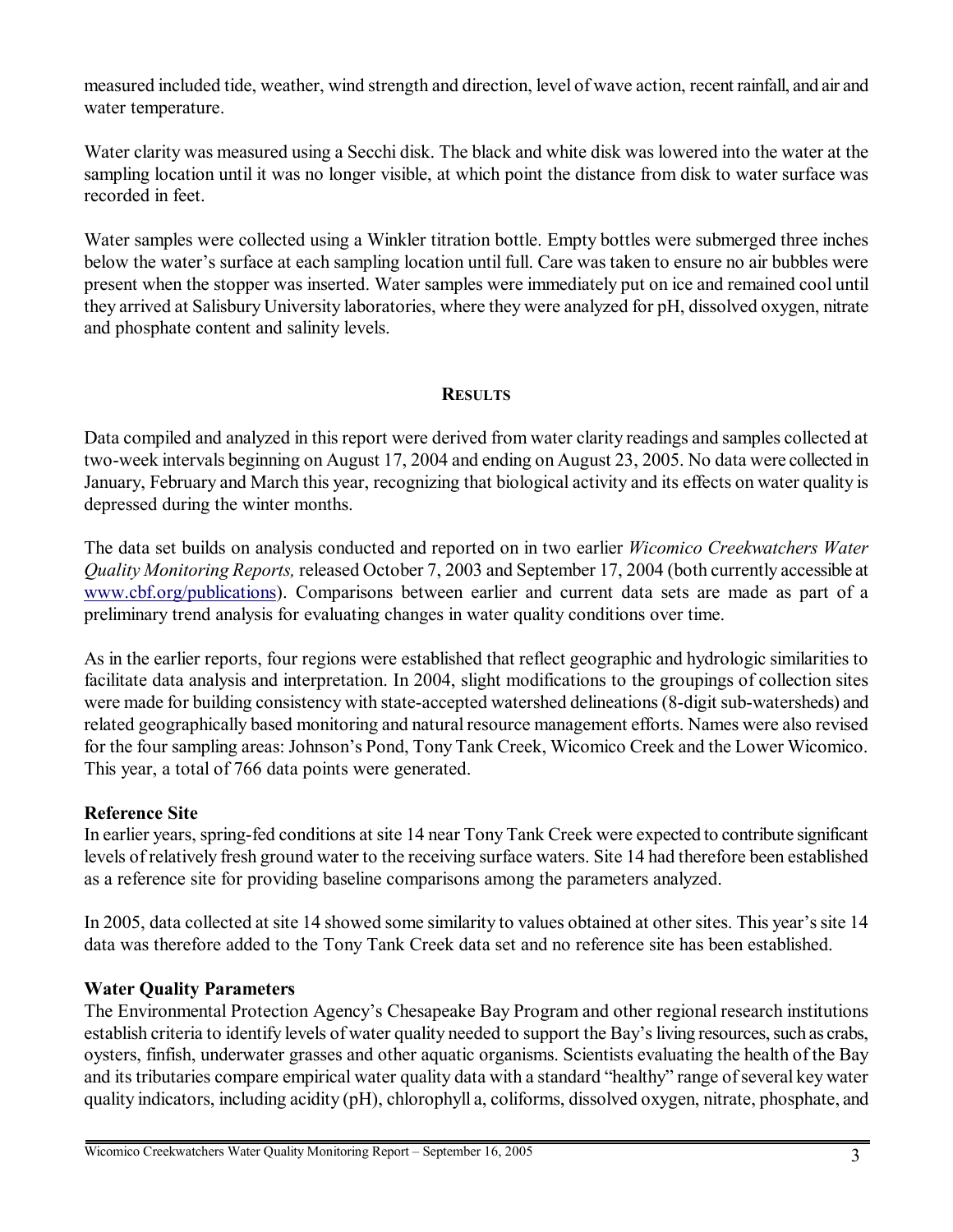measured included tide, weather, wind strength and direction, level of wave action, recent rainfall, and air and water temperature.

Water clarity was measured using a Secchi disk. The black and white disk was lowered into the water at the sampling location until it was no longer visible, at which point the distance from disk to water surface was recorded in feet.

Water samples were collected using a Winkler titration bottle. Empty bottles were submerged three inches below the water's surface at each sampling location until full. Care was taken to ensure no air bubbles were present when the stopper was inserted. Water samples were immediately put on ice and remained cool until they arrived at Salisbury University laboratories, where they were analyzed for pH, dissolved oxygen, nitrate and phosphate content and salinity levels.

## RESULTS

Data compiled and analyzed in this report were derived from water clarity readings and samples collected at two-week intervals beginning on August 17, 2004 and ending on August 23, 2005. No data were collected in January, February and March this year, recognizing that biological activity and its effects on water quality is depressed during the winter months.

The data set builds on analysis conducted and reported on in two earlier *Wicomico Creekwatchers Water Quality Monitoring Reports,* released October 7, 2003 and September 17, 2004 (both currently accessible at www.cbf.org/publications). Comparisons between earlier and current data sets are made as part of a preliminary trend analysis for evaluating changes in water quality conditions over time.

As in the earlier reports, four regions were established that reflect geographic and hydrologic similarities to facilitate data analysis and interpretation. In 2004, slight modifications to the groupings of collection sites were made for building consistency with state-accepted watershed delineations (8-digit sub-watersheds) and related geographically based monitoring and natural resource management efforts. Names were also revised for the four sampling areas: Johnson's Pond, Tony Tank Creek, Wicomico Creek and the Lower Wicomico. This year, a total of 766 data points were generated.

### Reference Site

In earlier years, spring-fed conditions at site 14 near Tony Tank Creek were expected to contribute significant levels of relatively fresh ground water to the receiving surface waters. Site 14 had therefore been established as a reference site for providing baseline comparisons among the parameters analyzed.

In 2005, data collected at site 14 showed some similarity to values obtained at other sites. This year's site 14 data was therefore added to the Tony Tank Creek data set and no reference site has been established.

### Water Quality Parameters

The Environmental Protection Agency's Chesapeake Bay Program and other regional research institutions establish criteria to identify levels of water quality needed to support the Bay's living resources, such as crabs, oysters, finfish, underwater grasses and other aquatic organisms. Scientists evaluating the health of the Bay and its tributaries compare empirical water quality data with a standard "healthy" range of several key water quality indicators, including acidity (pH), chlorophyll a, coliforms, dissolved oxygen, nitrate, phosphate, and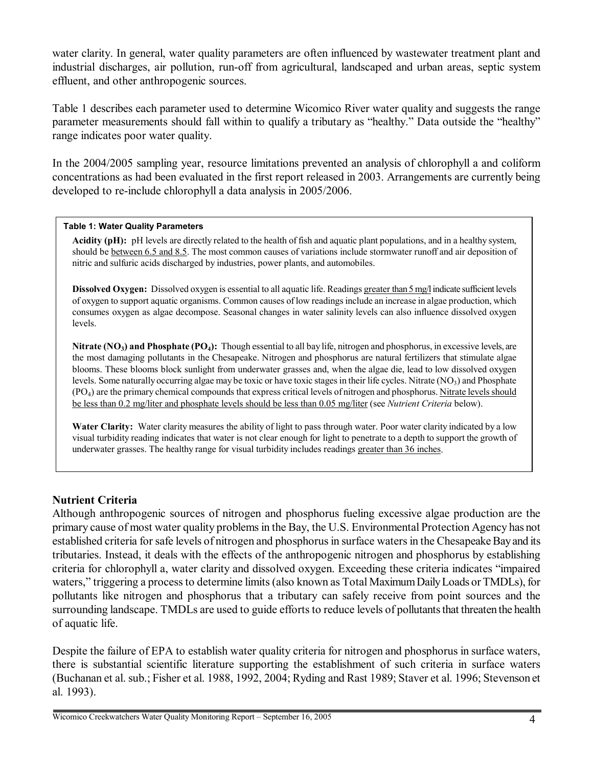water clarity. In general, water quality parameters are often influenced by wastewater treatment plant and industrial discharges, air pollution, run-off from agricultural, landscaped and urban areas, septic system effluent, and other anthropogenic sources.

Table 1 describes each parameter used to determine Wicomico River water quality and suggests the range parameter measurements should fall within to qualify a tributary as "healthy." Data outside the "healthy" range indicates poor water quality.

In the 2004/2005 sampling year, resource limitations prevented an analysis of chlorophyll a and coliform concentrations as had been evaluated in the first report released in 2003. Arrangements are currently being developed to re-include chlorophyll a data analysis in 2005/2006.

**Table 1: Water Quality Parameters**

**Acidity (pH):** pH levels are directly related to the health of fish and aquatic plant populations, and in a healthy system, should be between 6.5 and 8.5. The most common causes of variations include stormwater runoff and air deposition of nitric and sulfuric acids discharged by industries, power plants, and automobiles.

**Dissolved Oxygen:** Dissolved oxygen is essential to all aquatic life. Readings greater than 5 mg/l indicate sufficient levels of oxygen to support aquatic organisms. Common causes of low readings include an increase in algae production, which consumes oxygen as algae decompose. Seasonal changes in water salinity levels can also influence dissolved oxygen levels.

**Nitrate ($NO_3$) and Phosphate ($PO_4$):** Though essential to all bay life, nitrogen and phosphorus, in excessive levels, are the most damaging pollutants in the Chesapeake. Nitrogen and phosphorus are natural fertilizers that stimulate algae blooms. These blooms block sunlight from underwater grasses and, when the algae die, lead to low dissolved oxygen levels. Some naturally occurring algae may be toxic or have toxic stages in their life cycles. Nitrate ($NO_3$) and Phosphate ($PO_4$) are the primary chemical compounds that express critical levels of nitrogen and phosphorus. Nitrate levels should be less than 0.2 mg/liter and phosphate levels should be less than 0.05 mg/liter (see *Nutrient Criteria* below).

**Water Clarity:** Water clarity measures the ability of light to pass through water. Poor water clarity indicated by a low visual turbidity reading indicates that water is not clear enough for light to penetrate to a depth to support the growth of underwater grasses. The healthy range for visual turbidity includes readings greater than 36 inches.

## Nutrient Criteria

Although anthropogenic sources of nitrogen and phosphorus fueling excessive algae production are the primary cause of most water quality problems in the Bay, the U.S. Environmental Protection Agency has not established criteria for safe levels of nitrogen and phosphorus in surface waters in the Chesapeake Bay and its tributaries. Instead, it deals with the effects of the anthropogenic nitrogen and phosphorus by establishing criteria for chlorophyll a, water clarity and dissolved oxygen. Exceeding these criteria indicates "impaired waters," triggering a process to determine limits (also known as Total Maximum Daily Loads or TMDLs), for pollutants like nitrogen and phosphorus that a tributary can safely receive from point sources and the surrounding landscape. TMDLs are used to guide efforts to reduce levels of pollutants that threaten the health of aquatic life.

Despite the failure of EPA to establish water quality criteria for nitrogen and phosphorus in surface waters, there is substantial scientific literature supporting the establishment of such criteria in surface waters (Buchanan et al. sub.; Fisher et al. 1988, 1992, 2004; Ryding and Rast 1989; Staver et al. 1996; Stevenson et al. 1993).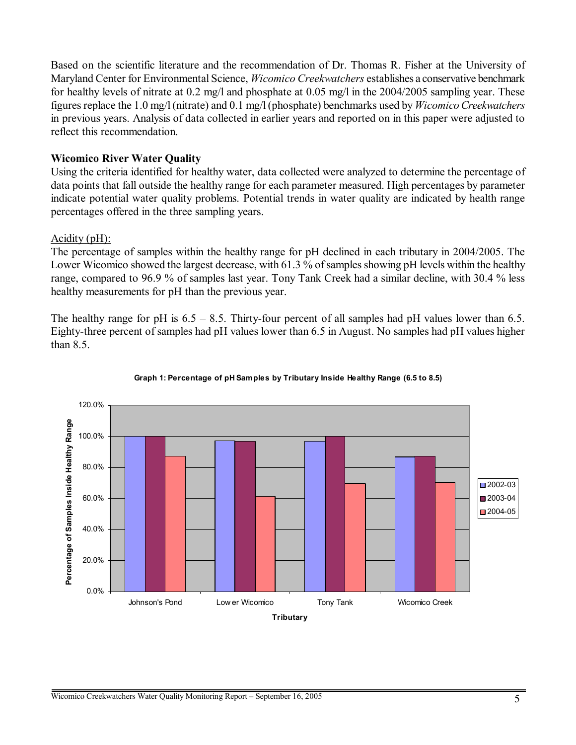Based on the scientific literature and the recommendation of Dr. Thomas R. Fisher at the University of Maryland Center for Environmental Science, *Wicomico Creekwatchers* establishes a conservative benchmark for healthy levels of nitrate at 0.2 mg/l and phosphate at 0.05 mg/l in the 2004/2005 sampling year. These figures replace the 1.0 mg/l (nitrate) and 0.1 mg/l (phosphate) benchmarks used by *Wicomico Creekwatchers* in previous years. Analysis of data collected in earlier years and reported on in this paper were adjusted to reflect this recommendation.

**Wicomico River Water Quality**

Using the criteria identified for healthy water, data collected were analyzed to determine the percentage of data points that fall outside the healthy range for each parameter measured. High percentages by parameter indicate potential water quality problems. Potential trends in water quality are indicated by health range percentages offered in the three sampling years.

Acidity (pH):

The percentage of samples within the healthy range for pH declined in each tributary in 2004/2005. The Lower Wicomico showed the largest decrease, with 61.3 % of samples showing pH levels within the healthy range, compared to 96.9 % of samples last year. Tony Tank Creek had a similar decline, with 30.4 % less healthy measurements for pH than the previous year.

The healthy range for pH is 6.5 – 8.5. Thirty-four percent of all samples had pH values lower than 6.5. Eighty-three percent of samples had pH values lower than 6.5 in August. No samples had pH values higher than 8.5.

**Graph 1: Percentage of pH Samples by Tributary Inside Healthy Range (6.5 to 8.5)**

| Tributary | 2002-03 | 2003-04 | 2004-05 |
|---|---|---|---|
| Johnson's Pond | 100.0% | 100.0% | ~87% |
| Lower Wicomico | ~97% | 96.9% | 61.3% |
| Tony Tank | ~97% | 100.0% | ~69.6% |
| Wicomico Creek | ~87% | ~87% | ~70% |

Y-axis: Percentage of Samples Inside Healthy Range (0.0% – 120.0%); X-axis: Tributary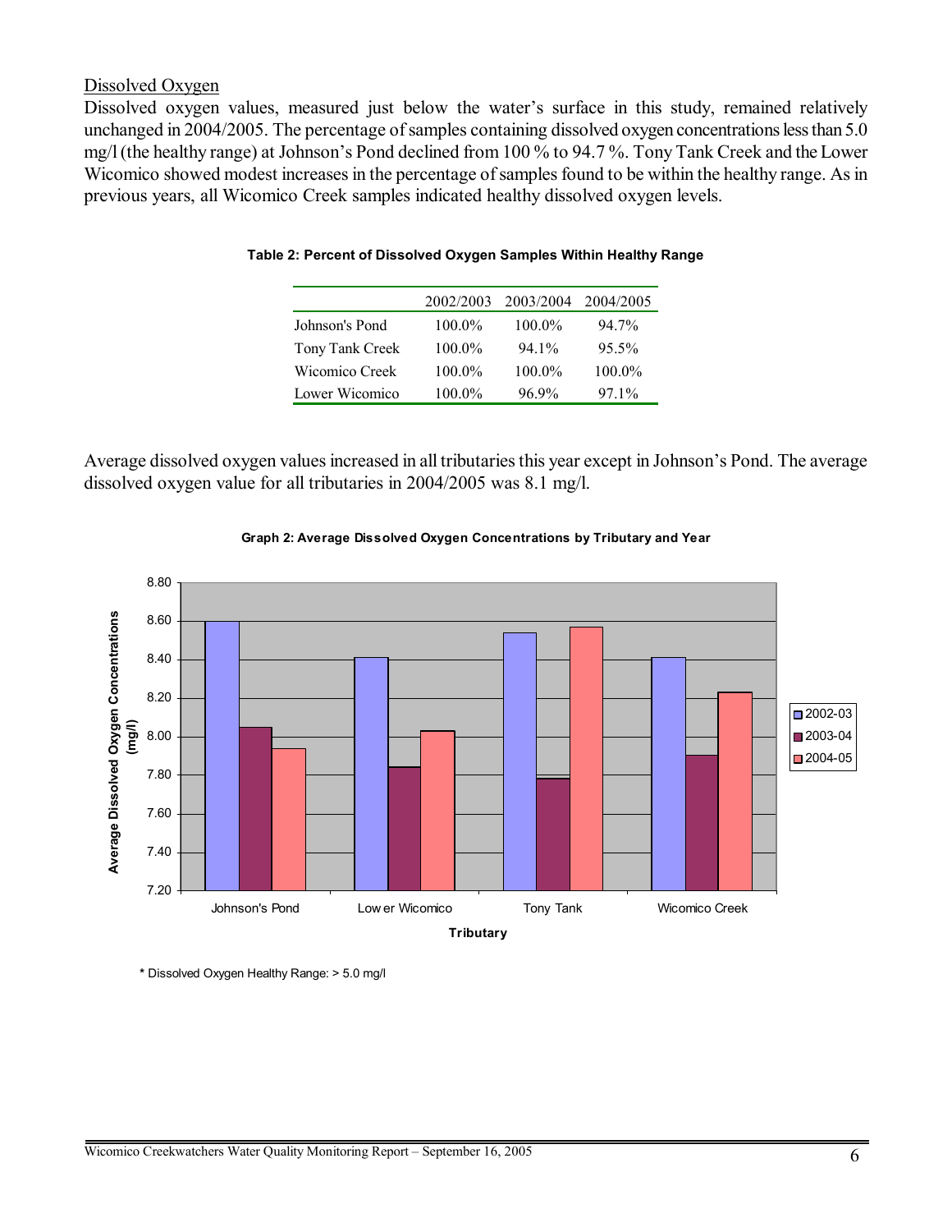## Dissolved Oxygen

Dissolved oxygen values, measured just below the water's surface in this study, remained relatively unchanged in 2004/2005. The percentage of samples containing dissolved oxygen concentrations less than 5.0 mg/l (the healthy range) at Johnson's Pond declined from 100 % to 94.7 %. Tony Tank Creek and the Lower Wicomico showed modest increases in the percentage of samples found to be within the healthy range. As in previous years, all Wicomico Creek samples indicated healthy dissolved oxygen levels.

**Table 2: Percent of Dissolved Oxygen Samples Within Healthy Range**

| | 2002/2003 | 2003/2004 | 2004/2005 |
|---|---|---|---|
| Johnson's Pond | 100.0% | 100.0% | 94.7% |
| Tony Tank Creek | 100.0% | 94.1% | 95.5% |
| Wicomico Creek | 100.0% | 100.0% | 100.0% |
| Lower Wicomico | 100.0% | 96.9% | 97.1% |

Average dissolved oxygen values increased in all tributaries this year except in Johnson's Pond. The average dissolved oxygen value for all tributaries in 2004/2005 was 8.1 mg/l.

**Graph 2: Average Dissolved Oxygen Concentrations by Tributary and Year**

| Tributary | 2002-03 | 2003-04 | 2004-05 |
|---|---|---|---|
| Johnson's Pond | 8.60 | 8.05 | 7.94 |
| Lower Wicomico | 8.41 | 7.84 | 8.03 |
| Tony Tank | 8.54 | 7.78 | 8.57 |
| Wicomico Creek | 8.41 | 7.90 | 8.23 |

\* Dissolved Oxygen Healthy Range: > 5.0 mg/l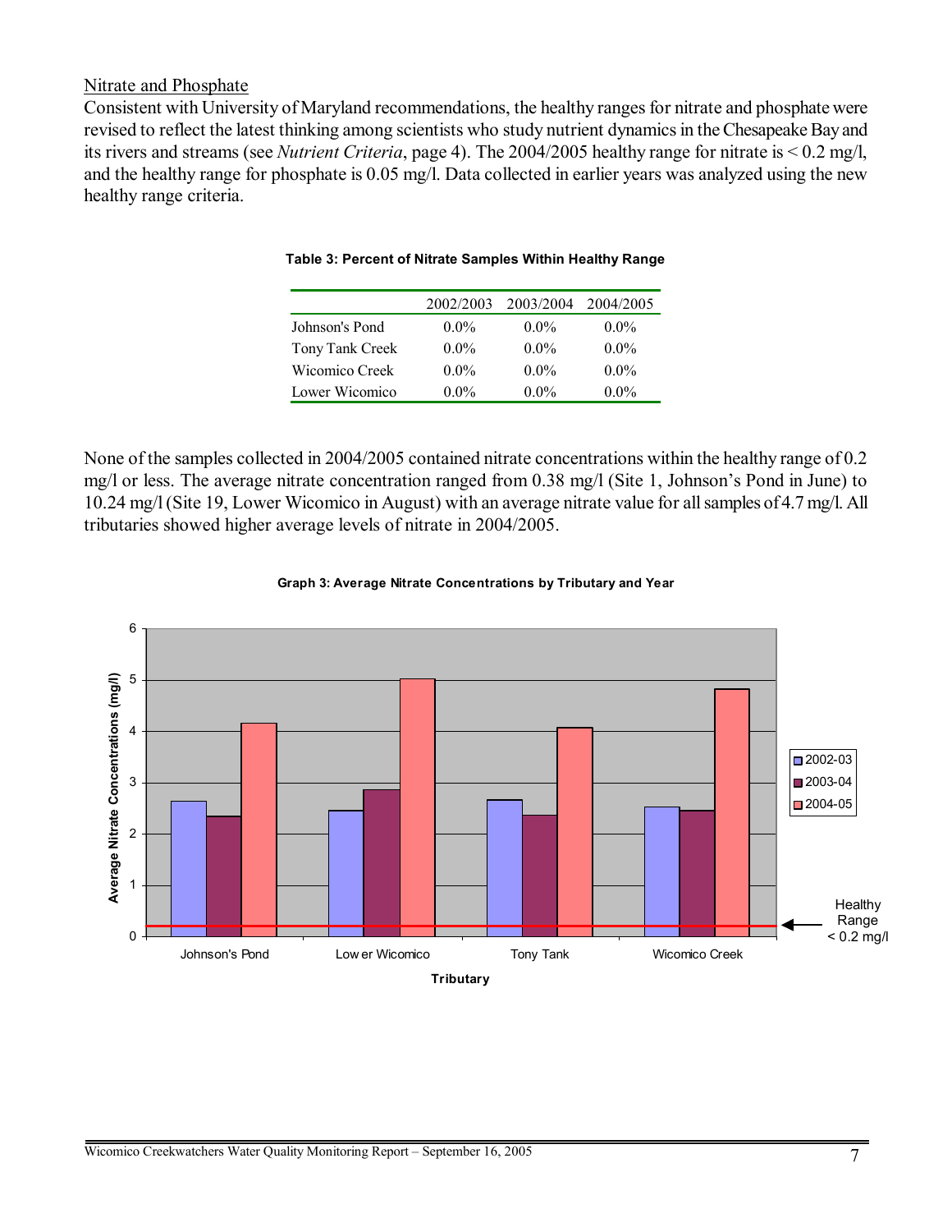## Nitrate and Phosphate

Consistent with University of Maryland recommendations, the healthy ranges for nitrate and phosphate were revised to reflect the latest thinking among scientists who study nutrient dynamics in the Chesapeake Bay and its rivers and streams (see *Nutrient Criteria*, page 4). The 2004/2005 healthy range for nitrate is < 0.2 mg/l, and the healthy range for phosphate is 0.05 mg/l. Data collected in earlier years was analyzed using the new healthy range criteria.

**Table 3: Percent of Nitrate Samples Within Healthy Range**

| | 2002/2003 | 2003/2004 | 2004/2005 |
|---|---|---|---|
| Johnson's Pond | 0.0% | 0.0% | 0.0% |
| Tony Tank Creek | 0.0% | 0.0% | 0.0% |
| Wicomico Creek | 0.0% | 0.0% | 0.0% |
| Lower Wicomico | 0.0% | 0.0% | 0.0% |

None of the samples collected in 2004/2005 contained nitrate concentrations within the healthy range of 0.2 mg/l or less. The average nitrate concentration ranged from 0.38 mg/l (Site 1, Johnson's Pond in June) to 10.24 mg/l (Site 19, Lower Wicomico in August) with an average nitrate value for all samples of 4.7 mg/l. All tributaries showed higher average levels of nitrate in 2004/2005.

**Graph 3: Average Nitrate Concentrations by Tributary and Year**

Average Nitrate Concentrations (mg/l)

Legend: 2002-03, 2003-04, 2004-05

Healthy Range < 0.2 mg/l

Tributary: Johnson's Pond, Lower Wicomico, Tony Tank, Wicomico Creek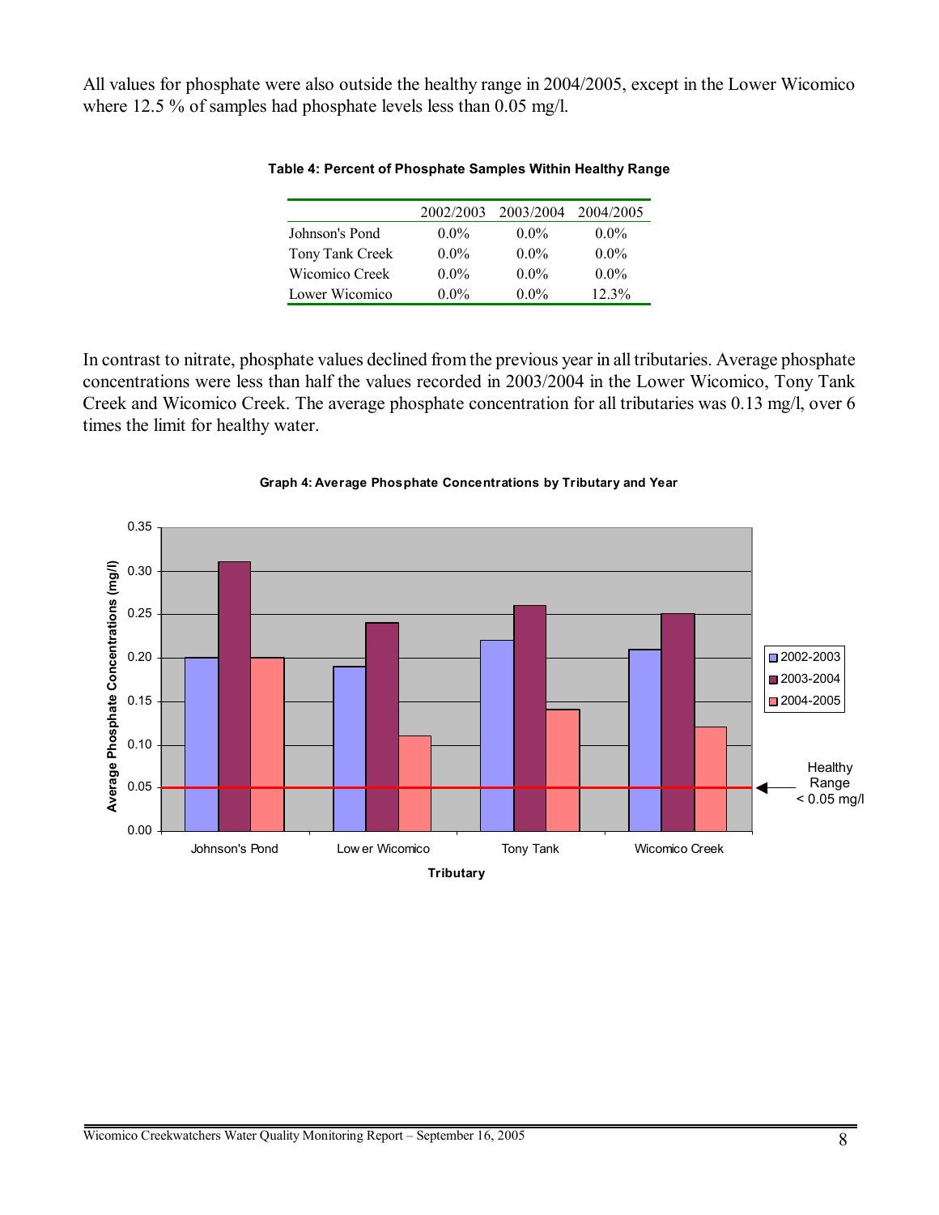All values for phosphate were also outside the healthy range in 2004/2005, except in the Lower Wicomico where 12.5 % of samples had phosphate levels less than 0.05 mg/l.

**Table 4: Percent of Phosphate Samples Within Healthy Range**

| | 2002/2003 | 2003/2004 | 2004/2005 |
|---|---|---|---|
| Johnson's Pond | 0.0% | 0.0% | 0.0% |
| Tony Tank Creek | 0.0% | 0.0% | 0.0% |
| Wicomico Creek | 0.0% | 0.0% | 0.0% |
| Lower Wicomico | 0.0% | 0.0% | 12.3% |

In contrast to nitrate, phosphate values declined from the previous year in all tributaries. Average phosphate concentrations were less than half the values recorded in 2003/2004 in the Lower Wicomico, Tony Tank Creek and Wicomico Creek. The average phosphate concentration for all tributaries was 0.13 mg/l, over 6 times the limit for healthy water.

**Graph 4: Average Phosphate Concentrations by Tributary and Year**

| Tributary | 2002-2003 | 2003-2004 | 2004-2005 |
|---|---|---|---|
| Johnson's Pond | 0.20 | 0.31 | 0.20 |
| Lower Wicomico | 0.19 | 0.24 | 0.11 |
| Tony Tank | 0.22 | 0.26 | 0.14 |
| Wicomico Creek | 0.21 | 0.25 | 0.12 |

Average Phosphate Concentrations (mg/l); Healthy Range < 0.05 mg/l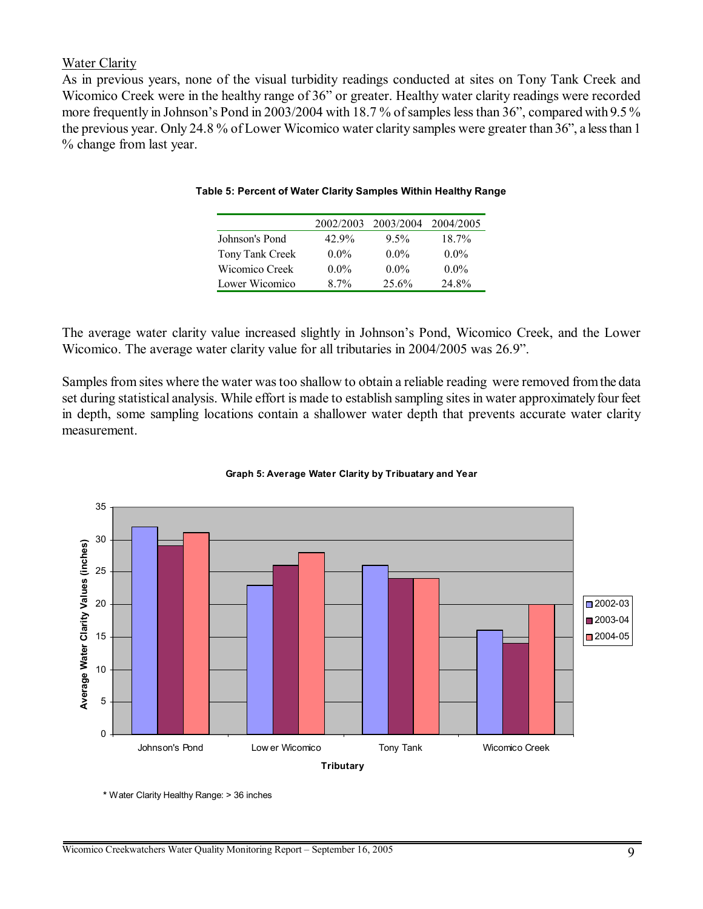## Water Clarity

As in previous years, none of the visual turbidity readings conducted at sites on Tony Tank Creek and Wicomico Creek were in the healthy range of 36" or greater. Healthy water clarity readings were recorded more frequently in Johnson's Pond in 2003/2004 with 18.7 % of samples less than 36", compared with 9.5 % the previous year. Only 24.8 % of Lower Wicomico water clarity samples were greater than 36", a less than 1 % change from last year.

**Table 5: Percent of Water Clarity Samples Within Healthy Range**

| | 2002/2003 | 2003/2004 | 2004/2005 |
|---|---|---|---|
| Johnson's Pond | 42.9% | 9.5% | 18.7% |
| Tony Tank Creek | 0.0% | 0.0% | 0.0% |
| Wicomico Creek | 0.0% | 0.0% | 0.0% |
| Lower Wicomico | 8.7% | 25.6% | 24.8% |

The average water clarity value increased slightly in Johnson's Pond, Wicomico Creek, and the Lower Wicomico. The average water clarity value for all tributaries in 2004/2005 was 26.9".

Samples from sites where the water was too shallow to obtain a reliable reading were removed from the data set during statistical analysis. While effort is made to establish sampling sites in water approximately four feet in depth, some sampling locations contain a shallower water depth that prevents accurate water clarity measurement.

**Graph 5: Average Water Clarity by Tributary and Year**

| Tributary | 2002-03 | 2003-04 | 2004-05 |
|---|---|---|---|
| Johnson's Pond | 32 | 29 | 31 |
| Lower Wicomico | 23 | 26 | 28 |
| Tony Tank | 26 | 24 | 24 |
| Wicomico Creek | 16 | 14 | 20 |

\* Water Clarity Healthy Range: > 36 inches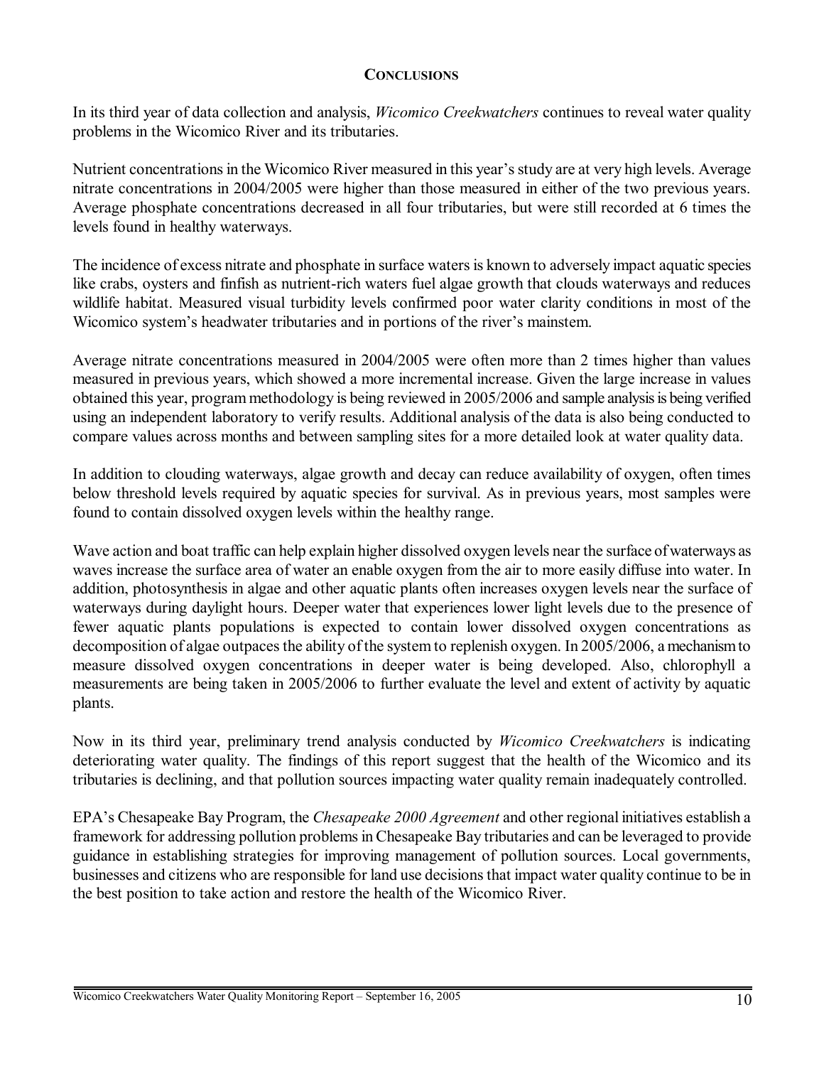# CONCLUSIONS

In its third year of data collection and analysis, *Wicomico Creekwatchers* continues to reveal water quality problems in the Wicomico River and its tributaries.

Nutrient concentrations in the Wicomico River measured in this year's study are at very high levels. Average nitrate concentrations in 2004/2005 were higher than those measured in either of the two previous years. Average phosphate concentrations decreased in all four tributaries, but were still recorded at 6 times the levels found in healthy waterways.

The incidence of excess nitrate and phosphate in surface waters is known to adversely impact aquatic species like crabs, oysters and finfish as nutrient-rich waters fuel algae growth that clouds waterways and reduces wildlife habitat. Measured visual turbidity levels confirmed poor water clarity conditions in most of the Wicomico system's headwater tributaries and in portions of the river's mainstem.

Average nitrate concentrations measured in 2004/2005 were often more than 2 times higher than values measured in previous years, which showed a more incremental increase. Given the large increase in values obtained this year, program methodology is being reviewed in 2005/2006 and sample analysis is being verified using an independent laboratory to verify results. Additional analysis of the data is also being conducted to compare values across months and between sampling sites for a more detailed look at water quality data.

In addition to clouding waterways, algae growth and decay can reduce availability of oxygen, often times below threshold levels required by aquatic species for survival. As in previous years, most samples were found to contain dissolved oxygen levels within the healthy range.

Wave action and boat traffic can help explain higher dissolved oxygen levels near the surface of waterways as waves increase the surface area of water an enable oxygen from the air to more easily diffuse into water. In addition, photosynthesis in algae and other aquatic plants often increases oxygen levels near the surface of waterways during daylight hours. Deeper water that experiences lower light levels due to the presence of fewer aquatic plants populations is expected to contain lower dissolved oxygen concentrations as decomposition of algae outpaces the ability of the system to replenish oxygen. In 2005/2006, a mechanism to measure dissolved oxygen concentrations in deeper water is being developed. Also, chlorophyll a measurements are being taken in 2005/2006 to further evaluate the level and extent of activity by aquatic plants.

Now in its third year, preliminary trend analysis conducted by *Wicomico Creekwatchers* is indicating deteriorating water quality. The findings of this report suggest that the health of the Wicomico and its tributaries is declining, and that pollution sources impacting water quality remain inadequately controlled.

EPA's Chesapeake Bay Program, the *Chesapeake 2000 Agreement* and other regional initiatives establish a framework for addressing pollution problems in Chesapeake Bay tributaries and can be leveraged to provide guidance in establishing strategies for improving management of pollution sources. Local governments, businesses and citizens who are responsible for land use decisions that impact water quality continue to be in the best position to take action and restore the health of the Wicomico River.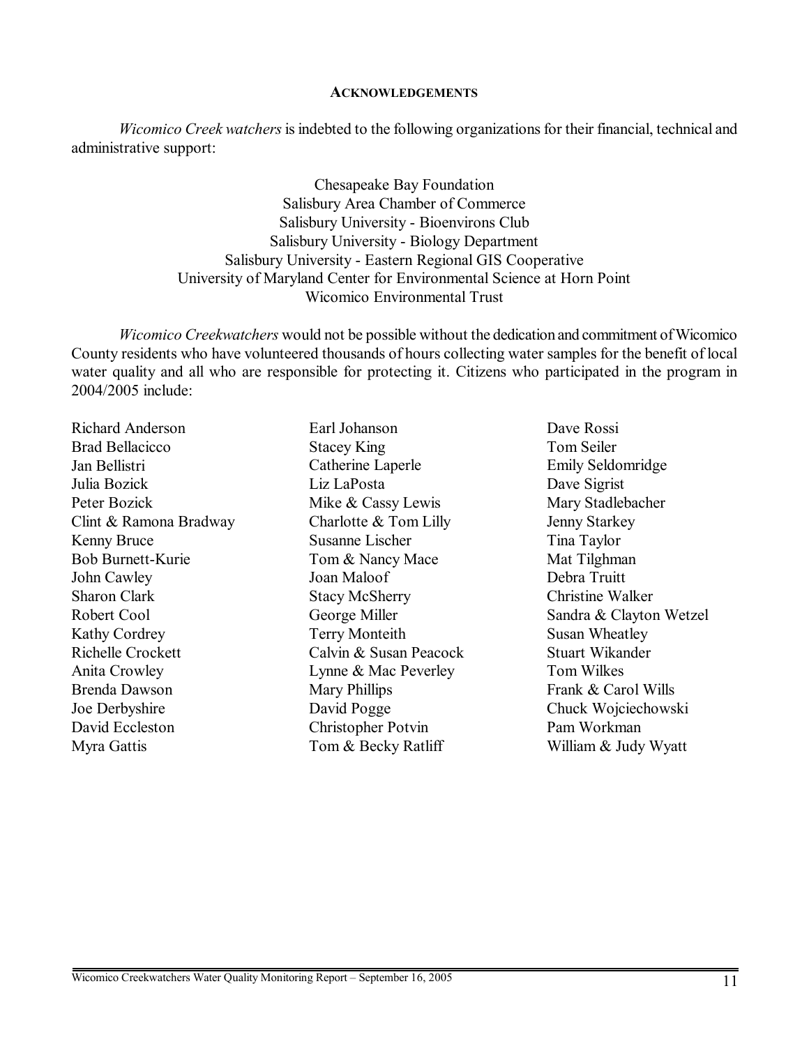## Acknowledgements

*Wicomico Creek watchers* is indebted to the following organizations for their financial, technical and administrative support:

Chesapeake Bay Foundation
Salisbury Area Chamber of Commerce
Salisbury University - Bioenvirons Club
Salisbury University - Biology Department
Salisbury University - Eastern Regional GIS Cooperative
University of Maryland Center for Environmental Science at Horn Point
Wicomico Environmental Trust

*Wicomico Creekwatchers* would not be possible without the dedication and commitment of Wicomico County residents who have volunteered thousands of hours collecting water samples for the benefit of local water quality and all who are responsible for protecting it. Citizens who participated in the program in 2004/2005 include:

Richard Anderson
Brad Bellacicco
Jan Bellistri
Julia Bozick
Peter Bozick
Clint & Ramona Bradway
Kenny Bruce
Bob Burnett-Kurie
John Cawley
Sharon Clark
Robert Cool
Kathy Cordrey
Richelle Crockett
Anita Crowley
Brenda Dawson
Joe Derbyshire
David Eccleston
Myra Gattis
Earl Johanson
Stacey King
Catherine Laperle
Liz LaPosta
Mike & Cassy Lewis
Charlotte & Tom Lilly
Susanne Lischer
Tom & Nancy Mace
Joan Maloof
Stacy McSherry
George Miller
Terry Monteith
Calvin & Susan Peacock
Lynne & Mac Peverley
Mary Phillips
David Pogge
Christopher Potvin
Tom & Becky Ratliff
Dave Rossi
Tom Seiler
Emily Seldomridge
Dave Sigrist
Mary Stadlebacher
Jenny Starkey
Tina Taylor
Mat Tilghman
Debra Truitt
Christine Walker
Sandra & Clayton Wetzel
Susan Wheatley
Stuart Wikander
Tom Wilkes
Frank & Carol Wills
Chuck Wojciechowski
Pam Workman
William & Judy Wyatt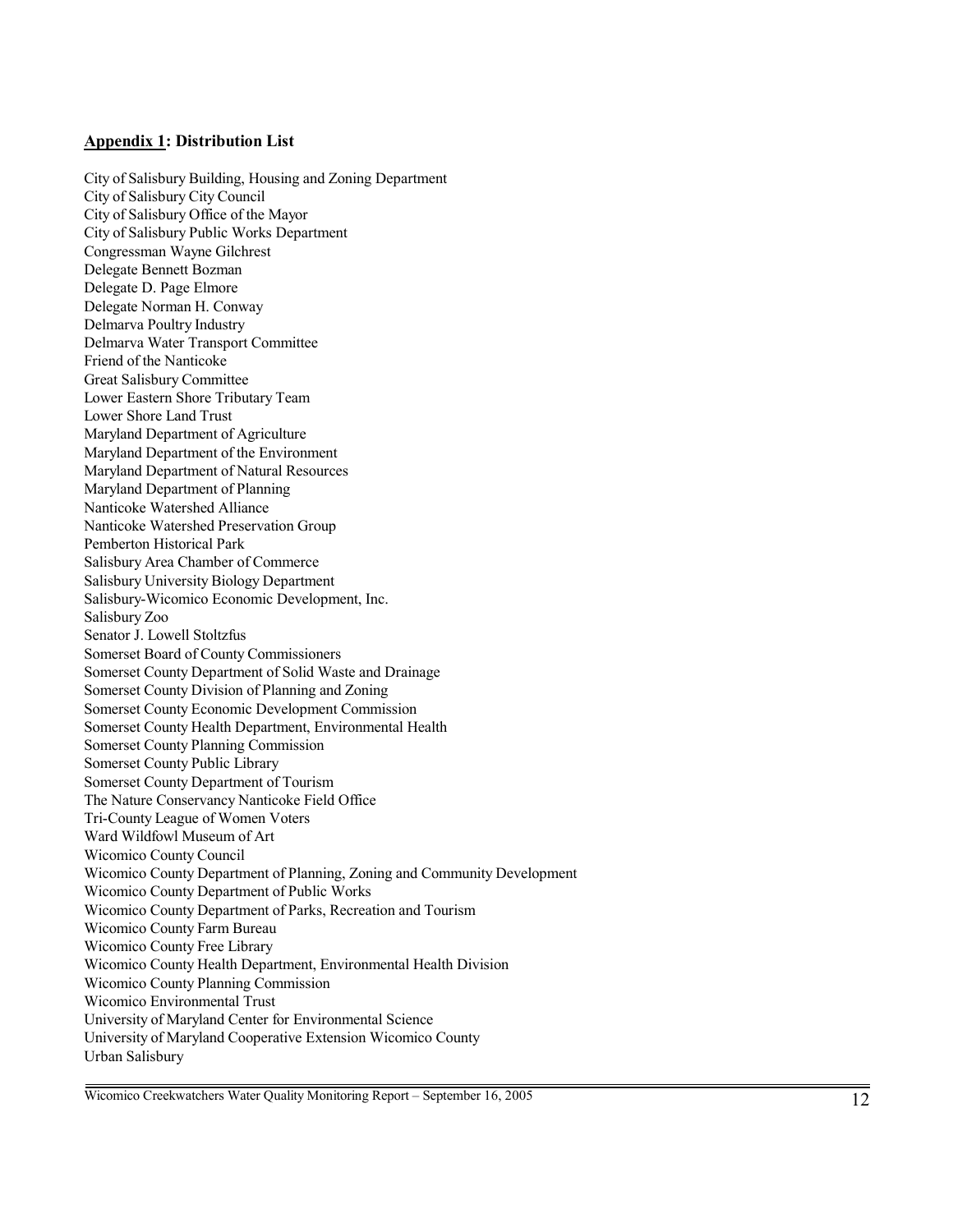## Appendix 1: Distribution List

City of Salisbury Building, Housing and Zoning Department
City of Salisbury City Council
City of Salisbury Office of the Mayor
City of Salisbury Public Works Department
Congressman Wayne Gilchrest
Delegate Bennett Bozman
Delegate D. Page Elmore
Delegate Norman H. Conway
Delmarva Poultry Industry
Delmarva Water Transport Committee
Friend of the Nanticoke
Great Salisbury Committee
Lower Eastern Shore Tributary Team
Lower Shore Land Trust
Maryland Department of Agriculture
Maryland Department of the Environment
Maryland Department of Natural Resources
Maryland Department of Planning
Nanticoke Watershed Alliance
Nanticoke Watershed Preservation Group
Pemberton Historical Park
Salisbury Area Chamber of Commerce
Salisbury University Biology Department
Salisbury-Wicomico Economic Development, Inc.
Salisbury Zoo
Senator J. Lowell Stoltzfus
Somerset Board of County Commissioners
Somerset County Department of Solid Waste and Drainage
Somerset County Division of Planning and Zoning
Somerset County Economic Development Commission
Somerset County Health Department, Environmental Health
Somerset County Planning Commission
Somerset County Public Library
Somerset County Department of Tourism
The Nature Conservancy Nanticoke Field Office
Tri-County League of Women Voters
Ward Wildfowl Museum of Art
Wicomico County Council
Wicomico County Department of Planning, Zoning and Community Development
Wicomico County Department of Public Works
Wicomico County Department of Parks, Recreation and Tourism
Wicomico County Farm Bureau
Wicomico County Free Library
Wicomico County Health Department, Environmental Health Division
Wicomico County Planning Commission
Wicomico Environmental Trust
University of Maryland Center for Environmental Science
University of Maryland Cooperative Extension Wicomico County
Urban Salisbury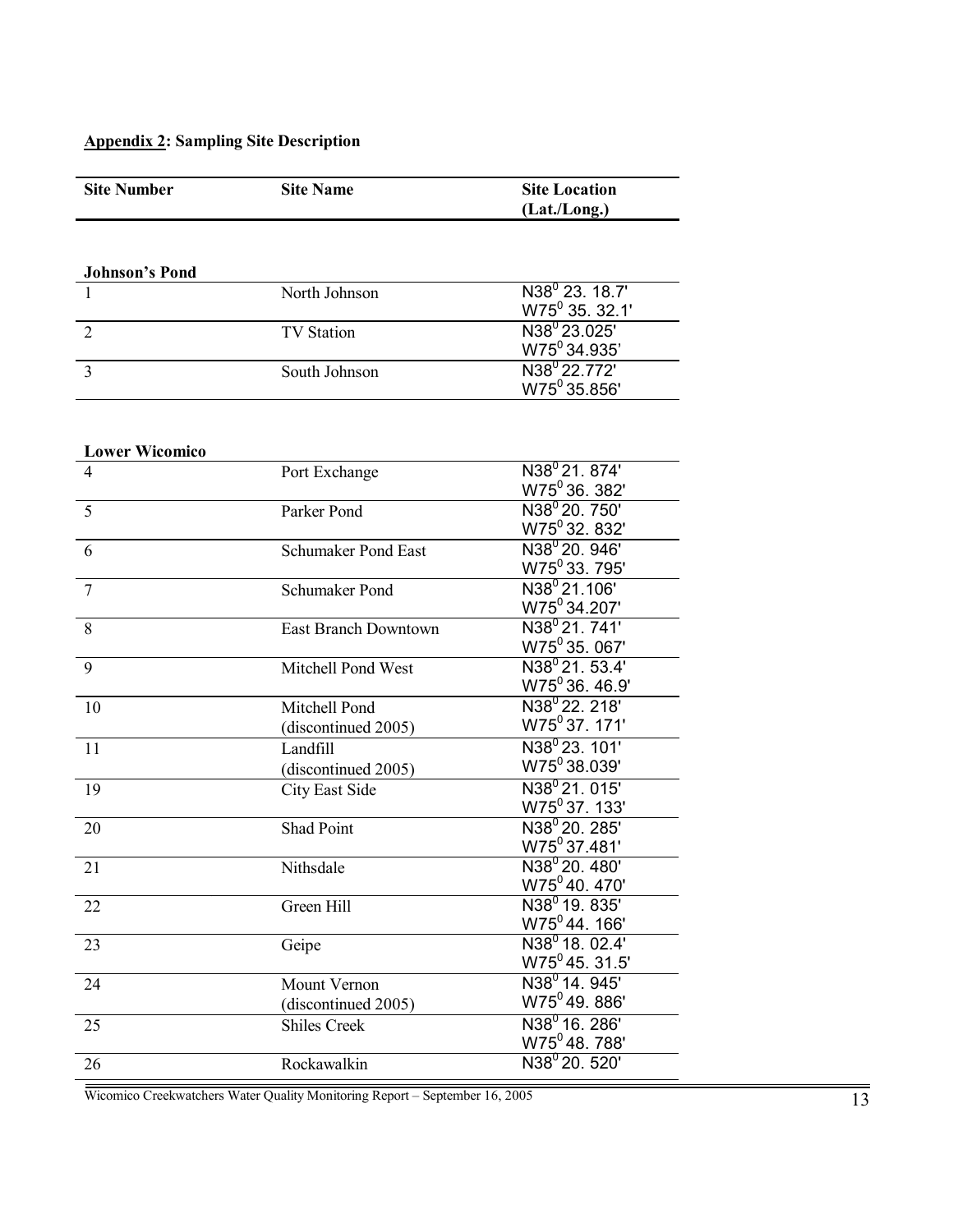**Appendix 2: Sampling Site Description**

| Site Number | Site Name | Site Location (Lat./Long.) |
|---|---|---|
| **Johnson's Pond** | | |
| 1 | North Johnson | N38$^0$ 23. 18.7' W75$^0$ 35. 32.1' |
| 2 | TV Station | N38$^0$ 23.025' W75$^0$ 34.935' |
| 3 | South Johnson | N38$^0$ 22.772' W75$^0$ 35.856' |
| **Lower Wicomico** | | |
| 4 | Port Exchange | N38$^0$ 21. 874' W75$^0$ 36. 382' |
| 5 | Parker Pond | N38$^0$ 20. 750' W75$^0$ 32. 832' |
| 6 | Schumaker Pond East | N38$^0$ 20. 946' W75$^0$ 33. 795' |
| 7 | Schumaker Pond | N38$^0$ 21.106' W75$^0$ 34.207' |
| 8 | East Branch Downtown | N38$^0$ 21. 741' W75$^0$ 35. 067' |
| 9 | Mitchell Pond West | N38$^0$ 21. 53.4' W75$^0$ 36. 46.9' |
| 10 | Mitchell Pond (discontinued 2005) | N38$^0$ 22. 218' W75$^0$ 37. 171' |
| 11 | Landfill (discontinued 2005) | N38$^0$ 23. 101' W75$^0$ 38.039' |
| 19 | City East Side | N38$^0$ 21. 015' W75$^0$ 37. 133' |
| 20 | Shad Point | N38$^0$ 20. 285' W75$^0$ 37.481' |
| 21 | Nithsdale | N38$^0$ 20. 480' W75$^0$ 40. 470' |
| 22 | Green Hill | N38$^0$ 19. 835' W75$^0$ 44. 166' |
| 23 | Geipe | N38$^0$ 18. 02.4' W75$^0$ 45. 31.5' |
| 24 | Mount Vernon (discontinued 2005) | N38$^0$ 14. 945' W75$^0$ 49. 886' |
| 25 | Shiles Creek | N38$^0$ 16. 286' W75$^0$ 48. 788' |
| 26 | Rockawalkin | N38$^0$ 20. 520' |

Wicomico Creekwatchers Water Quality Monitoring Report – September 16, 2005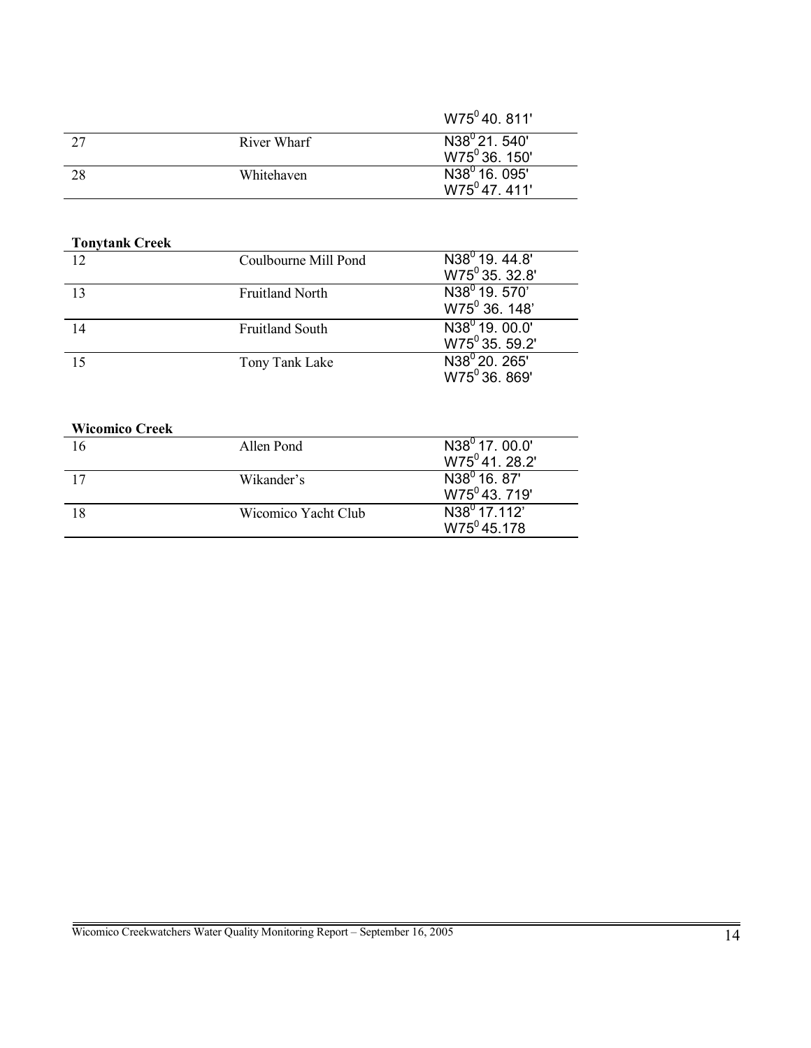| | | |
|---|---|---|
| | | W75$^0$ 40. 811' |
| 27 | River Wharf | N38$^0$ 21. 540'<br>W75$^0$ 36. 150' |
| 28 | Whitehaven | N38$^0$ 16. 095'<br>W75$^0$ 47. 411' |

**Tonytank Creek**

| | | |
|---|---|---|
| 12 | Coulbourne Mill Pond | N38$^0$ 19. 44.8'<br>W75$^0$ 35. 32.8' |
| 13 | Fruitland North | N38$^0$ 19. 570'<br>W75$^0$ 36. 148' |
| 14 | Fruitland South | N38$^0$ 19. 00.0'<br>W75$^0$ 35. 59.2' |
| 15 | Tony Tank Lake | N38$^0$ 20. 265'<br>W75$^0$ 36. 869' |

**Wicomico Creek**

| | | |
|---|---|---|
| 16 | Allen Pond | N38$^0$ 17. 00.0'<br>W75$^0$ 41. 28.2' |
| 17 | Wikander's | N38$^0$ 16. 87'<br>W75$^0$ 43. 719' |
| 18 | Wicomico Yacht Club | N38$^0$ 17.112'<br>W75$^0$ 45.178 |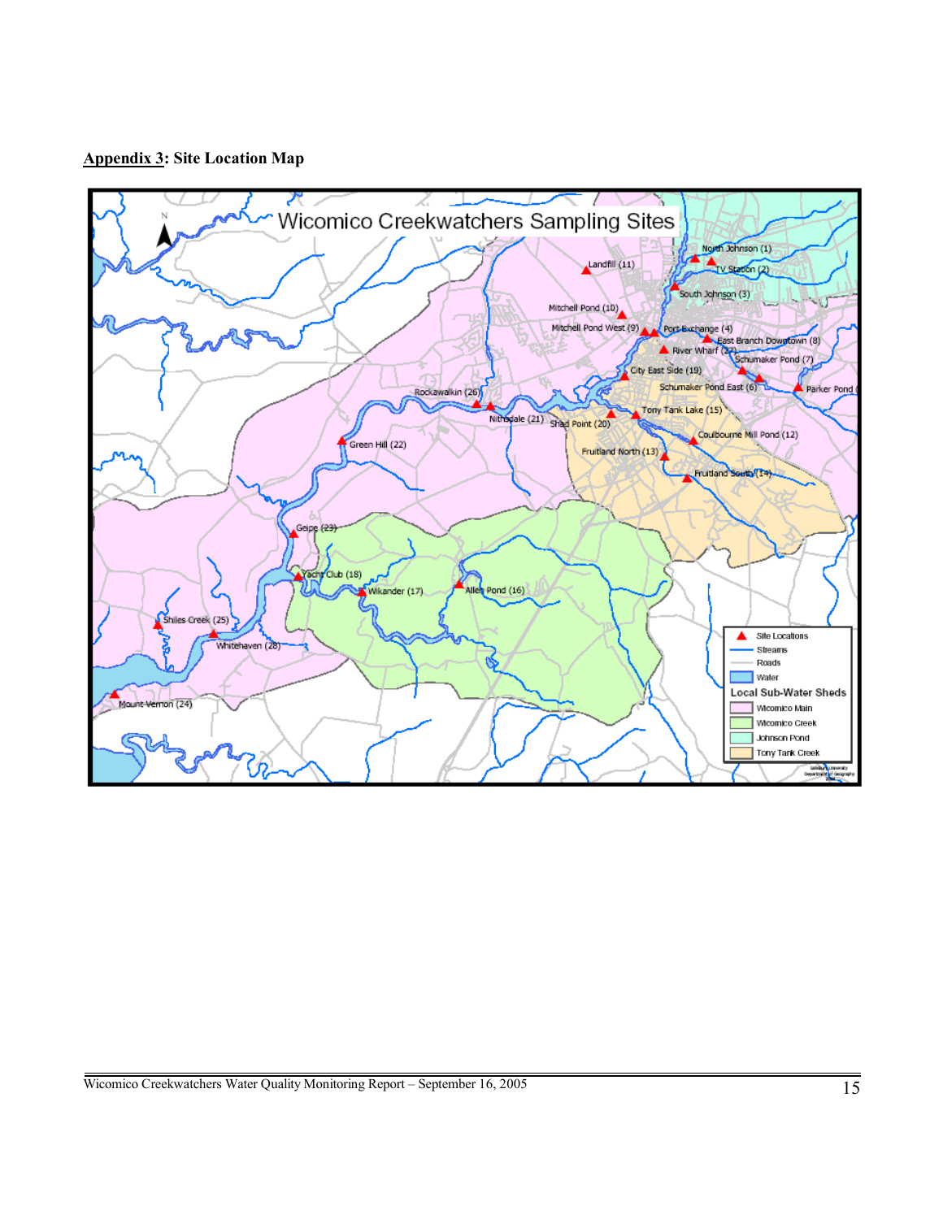**Appendix 3: Site Location Map**

Wicomico Creekwatchers Sampling Sites

North Johnson (1)
TV Station (2)
South Johnson (3)
Port Exchange (4)
Schumaker Pond East (6)
Schumaker Pond (7)
East Branch Downtown (8)
Mitchell Pond West (9)
Mitchell Pond (10)
Landfill (11)
Coulbourne Mill Pond (12)
Fruitland North (13)
Fruitland South (14)
Tony Tank Lake (15)
Allen Pond (16)
Wilkander (17)
Yacht Club (18)
City East Side (19)
Shad Point (20)
Nithsdale (21)
Green Hill (22)
Geipe (23)
Mount Vernon (24)
Shiles Creek (25)
Rockawalkin (26)
River Wharf (27)
Whitehaven (28)
Parker Pond

Site Locations
Streams
Roads
Water

Local Sub-Water Sheds
Wicomico Main
Wicomico Creek
Johnson Pond
Tony Tank Creek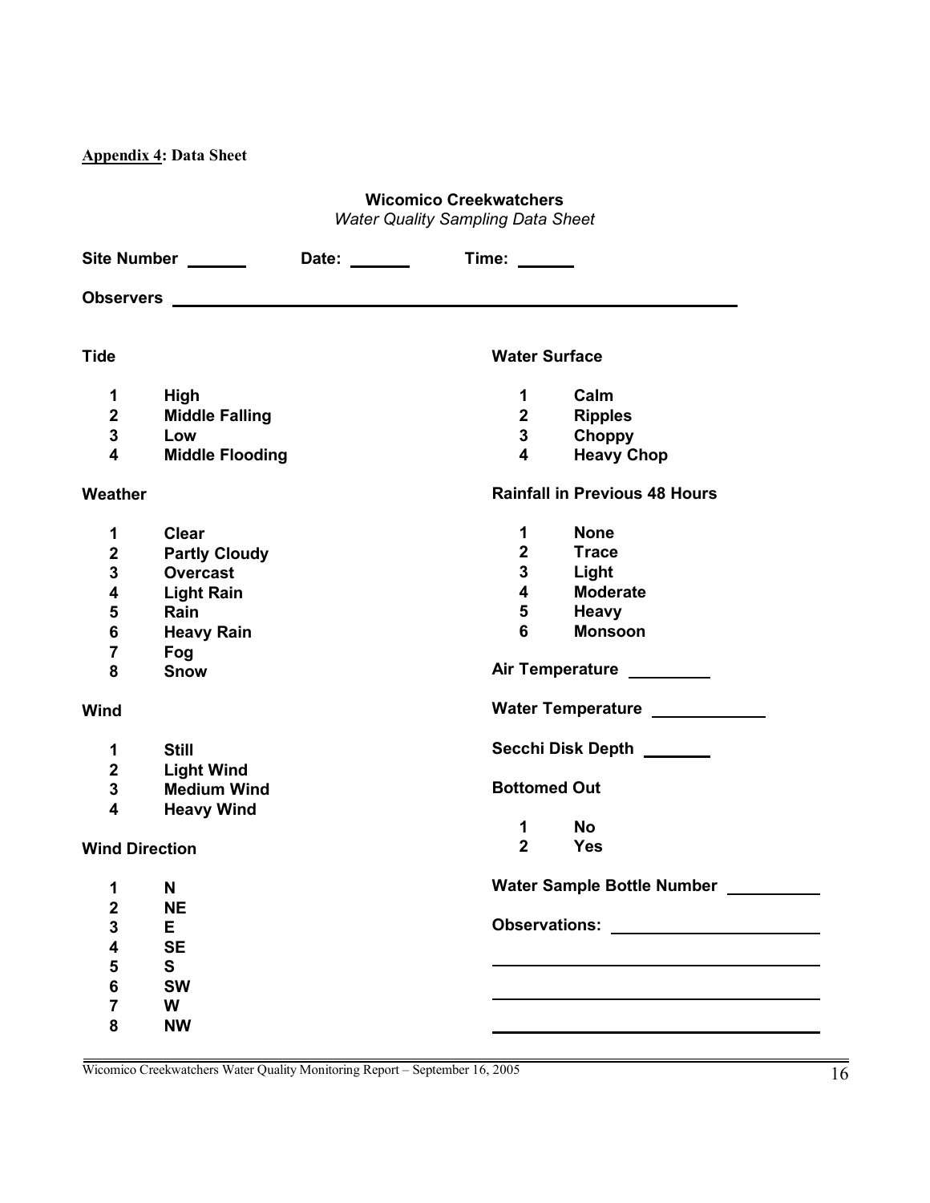**Appendix 4: Data Sheet**

**Wicomico Creekwatchers**

*Water Quality Sampling Data Sheet*

**Site Number** ______ **Date:** ______ **Time:** ______

**Observers** ____________________________________________

**Tide**

1 **High**
2 **Middle Falling**
3 **Low**
4 **Middle Flooding**

**Weather**

1 **Clear**
2 **Partly Cloudy**
3 **Overcast**
4 **Light Rain**
5 **Rain**
6 **Heavy Rain**
7 **Fog**
8 **Snow**

**Wind**

1 **Still**
2 **Light Wind**
3 **Medium Wind**
4 **Heavy Wind**

**Wind Direction**

1 **N**
2 **NE**
3 **E**
4 **SE**
5 **S**
6 **SW**
7 **W**
8 **NW**

**Water Surface**

1 **Calm**
2 **Ripples**
3 **Choppy**
4 **Heavy Chop**

**Rainfall in Previous 48 Hours**

1 **None**
2 **Trace**
3 **Light**
4 **Moderate**
5 **Heavy**
6 **Monsoon**

**Air Temperature** ________

**Water Temperature** ________

**Secchi Disk Depth** ________

**Bottomed Out**

1 **No**
2 **Yes**

**Water Sample Bottle Number** ________

**Observations:** ____________________

____________________

____________________

____________________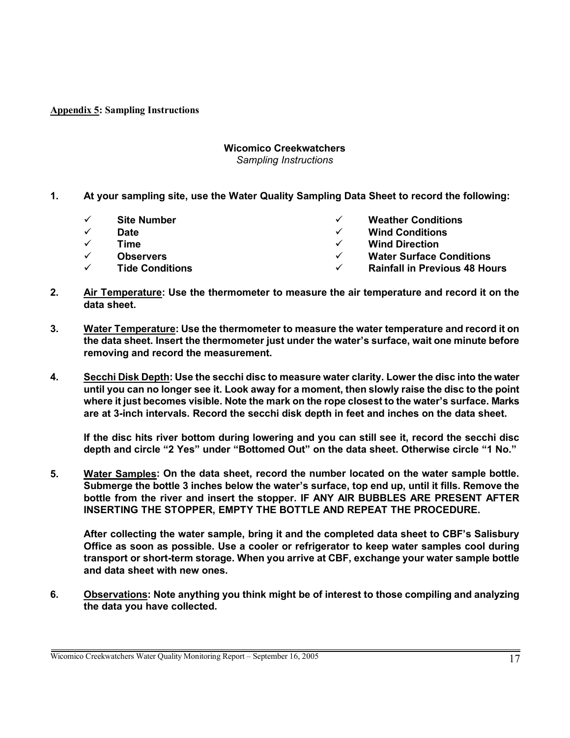**Appendix 5: Sampling Instructions**

**Wicomico Creekwatchers**
*Sampling Instructions*

1. **At your sampling site, use the Water Quality Sampling Data Sheet to record the following:**

   - ✓ **Site Number**
   - ✓ **Date**
   - ✓ **Time**
   - ✓ **Observers**
   - ✓ **Tide Conditions**
   - ✓ **Weather Conditions**
   - ✓ **Wind Conditions**
   - ✓ **Wind Direction**
   - ✓ **Water Surface Conditions**
   - ✓ **Rainfall in Previous 48 Hours**

2. **Air Temperature: Use the thermometer to measure the air temperature and record it on the data sheet.**

3. **Water Temperature: Use the thermometer to measure the water temperature and record it on the data sheet. Insert the thermometer just under the water's surface, wait one minute before removing and record the measurement.**

4. **Secchi Disk Depth: Use the secchi disc to measure water clarity. Lower the disc into the water until you can no longer see it. Look away for a moment, then slowly raise the disc to the point where it just becomes visible. Note the mark on the rope closest to the water's surface. Marks are at 3-inch intervals. Record the secchi disk depth in feet and inches on the data sheet.**

   **If the disc hits river bottom during lowering and you can still see it, record the secchi disc depth and circle "2 Yes" under "Bottomed Out" on the data sheet. Otherwise circle "1 No."**

5. **Water Samples: On the data sheet, record the number located on the water sample bottle. Submerge the bottle 3 inches below the water's surface, top end up, until it fills. Remove the bottle from the river and insert the stopper. IF ANY AIR BUBBLES ARE PRESENT AFTER INSERTING THE STOPPER, EMPTY THE BOTTLE AND REPEAT THE PROCEDURE.**

   **After collecting the water sample, bring it and the completed data sheet to CBF's Salisbury Office as soon as possible. Use a cooler or refrigerator to keep water samples cool during transport or short-term storage. When you arrive at CBF, exchange your water sample bottle and data sheet with new ones.**

6. **Observations: Note anything you think might be of interest to those compiling and analyzing the data you have collected.**